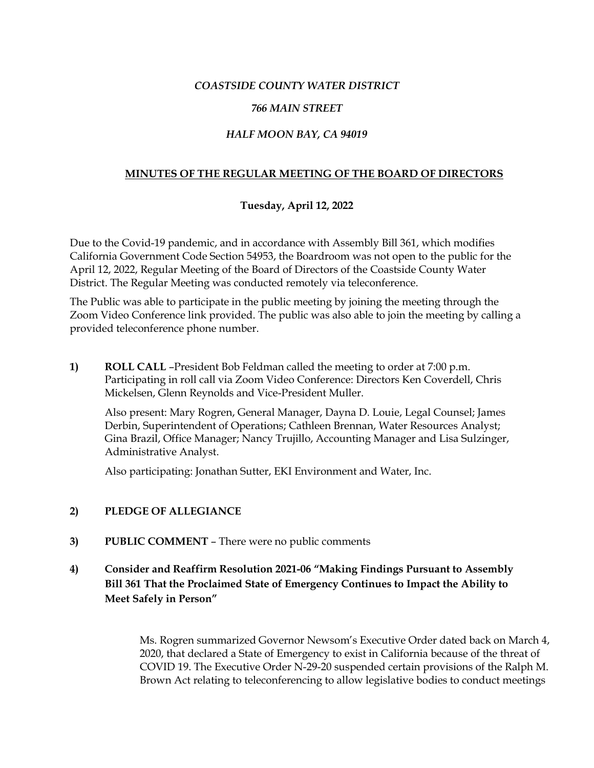*COASTSIDE COUNTY WATER DISTRICT*

*766 MAIN STREET*

*HALF MOON BAY, CA 94019*

# MINUTES OF THE REGULAR MEETING OF THE BOARD OF DIRECTORS

**Tuesday, April 12, 2022**

Due to the Covid-19 pandemic, and in accordance with Assembly Bill 361, which modifies California Government Code Section 54953, the Boardroom was not open to the public for the April 12, 2022, Regular Meeting of the Board of Directors of the Coastside County Water District. The Regular Meeting was conducted remotely via teleconference.

The Public was able to participate in the public meeting by joining the meeting through the Zoom Video Conference link provided. The public was also able to join the meeting by calling a provided teleconference phone number.

**1) ROLL CALL** –President Bob Feldman called the meeting to order at 7:00 p.m. Participating in roll call via Zoom Video Conference: Directors Ken Coverdell, Chris Mickelsen, Glenn Reynolds and Vice-President Muller.

Also present: Mary Rogren, General Manager, Dayna D. Louie, Legal Counsel; James Derbin, Superintendent of Operations; Cathleen Brennan, Water Resources Analyst; Gina Brazil, Office Manager; Nancy Trujillo, Accounting Manager and Lisa Sulzinger, Administrative Analyst.

Also participating: Jonathan Sutter, EKI Environment and Water, Inc.

**2) PLEDGE OF ALLEGIANCE**

**3) PUBLIC COMMENT** – There were no public comments

**4) Consider and Reaffirm Resolution 2021-06 "Making Findings Pursuant to Assembly Bill 361 That the Proclaimed State of Emergency Continues to Impact the Ability to Meet Safely in Person"**

Ms. Rogren summarized Governor Newsom's Executive Order dated back on March 4, 2020, that declared a State of Emergency to exist in California because of the threat of COVID 19. The Executive Order N-29-20 suspended certain provisions of the Ralph M. Brown Act relating to teleconferencing to allow legislative bodies to conduct meetings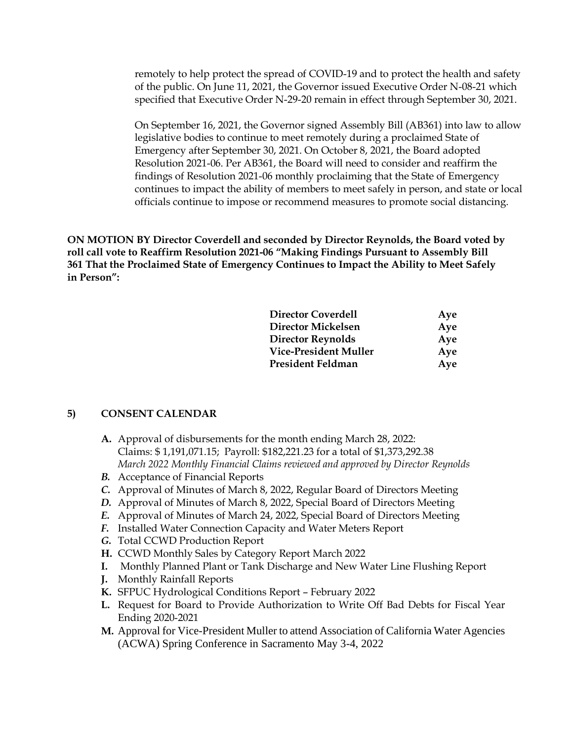remotely to help protect the spread of COVID-19 and to protect the health and safety of the public. On June 11, 2021, the Governor issued Executive Order N-08-21 which specified that Executive Order N-29-20 remain in effect through September 30, 2021.

On September 16, 2021, the Governor signed Assembly Bill (AB361) into law to allow legislative bodies to continue to meet remotely during a proclaimed State of Emergency after September 30, 2021. On October 8, 2021, the Board adopted Resolution 2021-06. Per AB361, the Board will need to consider and reaffirm the findings of Resolution 2021-06 monthly proclaiming that the State of Emergency continues to impact the ability of members to meet safely in person, and state or local officials continue to impose or recommend measures to promote social distancing.

**ON MOTION BY Director Coverdell and seconded by Director Reynolds, the Board voted by roll call vote to Reaffirm Resolution 2021-06 "Making Findings Pursuant to Assembly Bill 361 That the Proclaimed State of Emergency Continues to Impact the Ability to Meet Safely in Person":**

| | |
|---|---|
| **Director Coverdell** | **Aye** |
| **Director Mickelsen** | **Aye** |
| **Director Reynolds** | **Aye** |
| **Vice-President Muller** | **Aye** |
| **President Feldman** | **Aye** |

## 5) CONSENT CALENDAR

- **A.** Approval of disbursements for the month ending March 28, 2022: Claims: $ 1,191,071.15; Payroll: $182,221.23 for a total of $1,373,292.38
  *March 2022 Monthly Financial Claims reviewed and approved by Director Reynolds*
- ***B.*** Acceptance of Financial Reports
- ***C.*** Approval of Minutes of March 8, 2022, Regular Board of Directors Meeting
- ***D.*** Approval of Minutes of March 8, 2022, Special Board of Directors Meeting
- ***E.*** Approval of Minutes of March 24, 2022, Special Board of Directors Meeting
- ***F.*** Installed Water Connection Capacity and Water Meters Report
- ***G.*** Total CCWD Production Report
- **H.** CCWD Monthly Sales by Category Report March 2022
- **I.** Monthly Planned Plant or Tank Discharge and New Water Line Flushing Report
- **J.** Monthly Rainfall Reports
- **K.** SFPUC Hydrological Conditions Report – February 2022
- **L.** Request for Board to Provide Authorization to Write Off Bad Debts for Fiscal Year Ending 2020-2021
- **M.** Approval for Vice-President Muller to attend Association of California Water Agencies (ACWA) Spring Conference in Sacramento May 3-4, 2022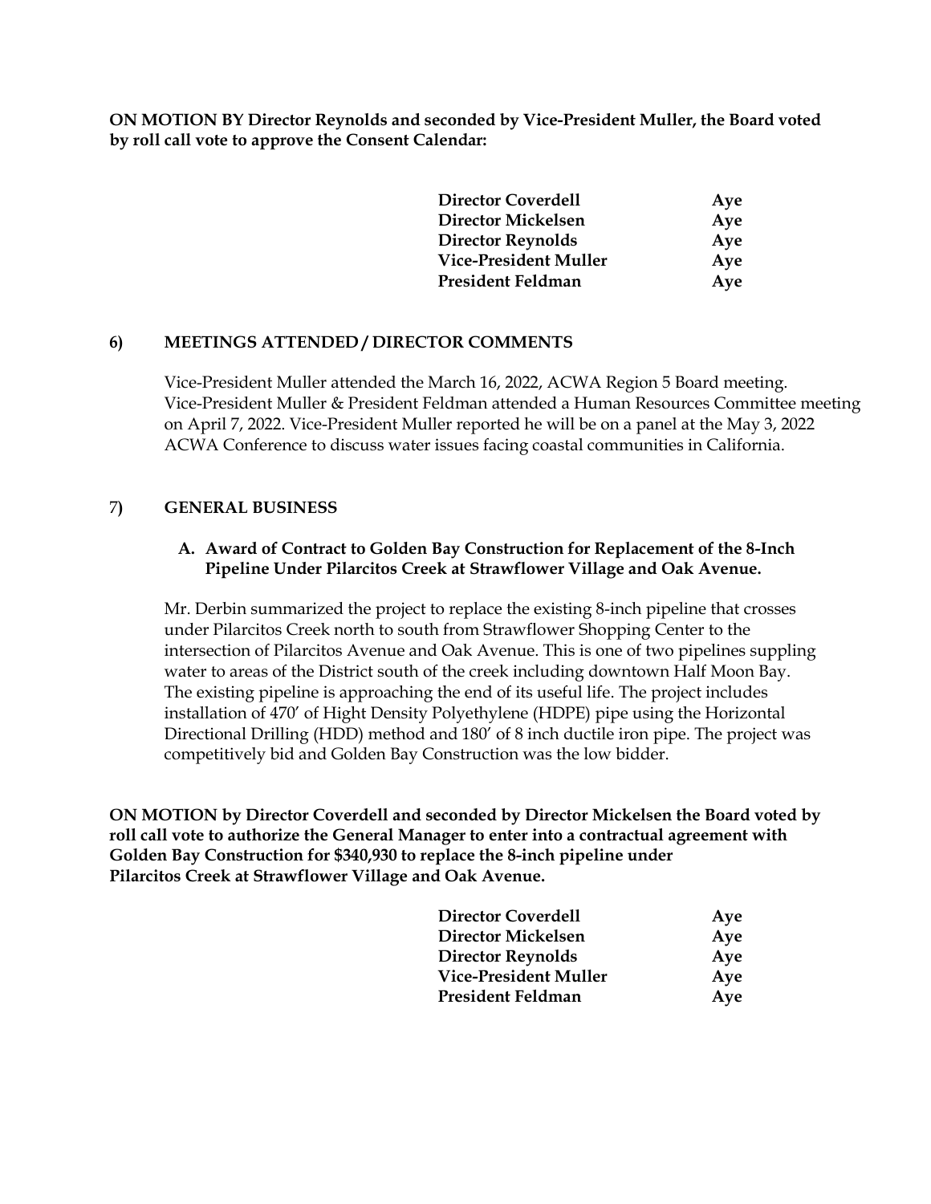**ON MOTION BY Director Reynolds and seconded by Vice-President Muller, the Board voted by roll call vote to approve the Consent Calendar:**

| | |
|---|---|
| **Director Coverdell** | **Aye** |
| **Director Mickelsen** | **Aye** |
| **Director Reynolds** | **Aye** |
| **Vice-President Muller** | **Aye** |
| **President Feldman** | **Aye** |

## 6) MEETINGS ATTENDED / DIRECTOR COMMENTS

Vice-President Muller attended the March 16, 2022, ACWA Region 5 Board meeting. Vice-President Muller & President Feldman attended a Human Resources Committee meeting on April 7, 2022. Vice-President Muller reported he will be on a panel at the May 3, 2022 ACWA Conference to discuss water issues facing coastal communities in California.

## 7) GENERAL BUSINESS

### A. Award of Contract to Golden Bay Construction for Replacement of the 8-Inch Pipeline Under Pilarcitos Creek at Strawflower Village and Oak Avenue.

Mr. Derbin summarized the project to replace the existing 8-inch pipeline that crosses under Pilarcitos Creek north to south from Strawflower Shopping Center to the intersection of Pilarcitos Avenue and Oak Avenue. This is one of two pipelines suppling water to areas of the District south of the creek including downtown Half Moon Bay. The existing pipeline is approaching the end of its useful life. The project includes installation of 470′ of Hight Density Polyethylene (HDPE) pipe using the Horizontal Directional Drilling (HDD) method and 180′ of 8 inch ductile iron pipe. The project was competitively bid and Golden Bay Construction was the low bidder.

**ON MOTION by Director Coverdell and seconded by Director Mickelsen the Board voted by roll call vote to authorize the General Manager to enter into a contractual agreement with Golden Bay Construction for $340,930 to replace the 8-inch pipeline under Pilarcitos Creek at Strawflower Village and Oak Avenue.**

| | |
|---|---|
| **Director Coverdell** | **Aye** |
| **Director Mickelsen** | **Aye** |
| **Director Reynolds** | **Aye** |
| **Vice-President Muller** | **Aye** |
| **President Feldman** | **Aye** |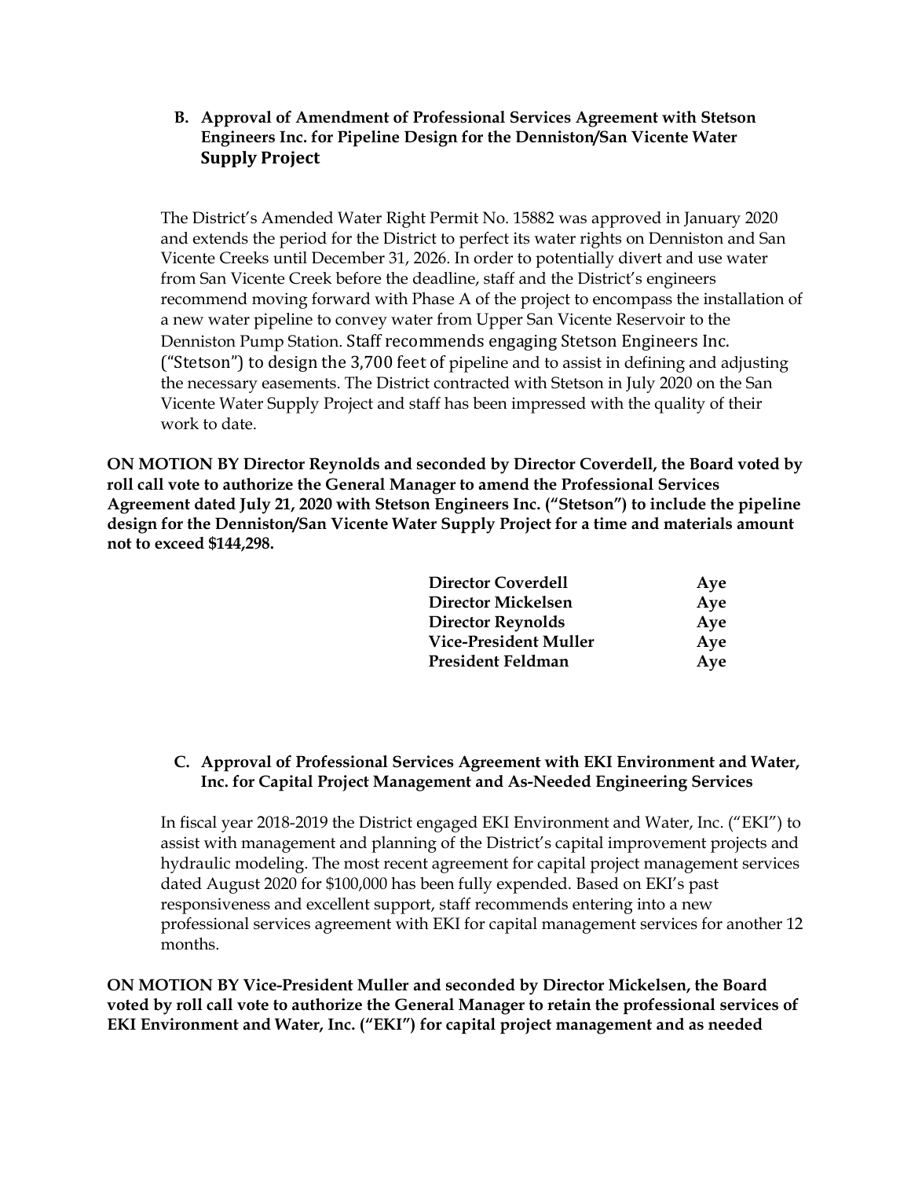### B. Approval of Amendment of Professional Services Agreement with Stetson Engineers Inc. for Pipeline Design for the Denniston/San Vicente Water Supply Project

The District's Amended Water Right Permit No. 15882 was approved in January 2020 and extends the period for the District to perfect its water rights on Denniston and San Vicente Creeks until December 31, 2026. In order to potentially divert and use water from San Vicente Creek before the deadline, staff and the District's engineers recommend moving forward with Phase A of the project to encompass the installation of a new water pipeline to convey water from Upper San Vicente Reservoir to the Denniston Pump Station. Staff recommends engaging Stetson Engineers Inc. ("Stetson") to design the 3,700 feet of pipeline and to assist in defining and adjusting the necessary easements. The District contracted with Stetson in July 2020 on the San Vicente Water Supply Project and staff has been impressed with the quality of their work to date.

**ON MOTION BY Director Reynolds and seconded by Director Coverdell, the Board voted by roll call vote to authorize the General Manager to amend the Professional Services Agreement dated July 21, 2020 with Stetson Engineers Inc. ("Stetson") to include the pipeline design for the Denniston/San Vicente Water Supply Project for a time and materials amount not to exceed $144,298.**

| | |
|---|---|
| **Director Coverdell** | **Aye** |
| **Director Mickelsen** | **Aye** |
| **Director Reynolds** | **Aye** |
| **Vice-President Muller** | **Aye** |
| **President Feldman** | **Aye** |

### C. Approval of Professional Services Agreement with EKI Environment and Water, Inc. for Capital Project Management and As-Needed Engineering Services

In fiscal year 2018-2019 the District engaged EKI Environment and Water, Inc. ("EKI") to assist with management and planning of the District's capital improvement projects and hydraulic modeling. The most recent agreement for capital project management services dated August 2020 for $100,000 has been fully expended. Based on EKI's past responsiveness and excellent support, staff recommends entering into a new professional services agreement with EKI for capital management services for another 12 months.

**ON MOTION BY Vice-President Muller and seconded by Director Mickelsen, the Board voted by roll call vote to authorize the General Manager to retain the professional services of EKI Environment and Water, Inc. ("EKI") for capital project management and as needed**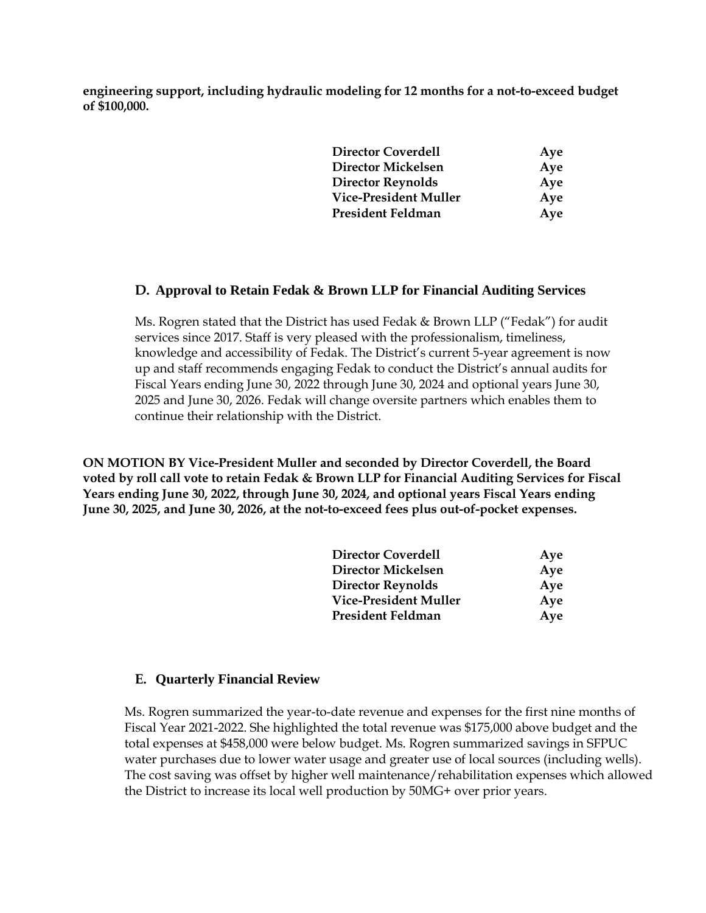**engineering support, including hydraulic modeling for 12 months for a not-to-exceed budget of $100,000.**

| | |
|---|---|
| **Director Coverdell** | **Aye** |
| **Director Mickelsen** | **Aye** |
| **Director Reynolds** | **Aye** |
| **Vice-President Muller** | **Aye** |
| **President Feldman** | **Aye** |

### D. Approval to Retain Fedak & Brown LLP for Financial Auditing Services

Ms. Rogren stated that the District has used Fedak & Brown LLP ("Fedak") for audit services since 2017. Staff is very pleased with the professionalism, timeliness, knowledge and accessibility of Fedak. The District's current 5-year agreement is now up and staff recommends engaging Fedak to conduct the District's annual audits for Fiscal Years ending June 30, 2022 through June 30, 2024 and optional years June 30, 2025 and June 30, 2026. Fedak will change oversite partners which enables them to continue their relationship with the District.

**ON MOTION BY Vice-President Muller and seconded by Director Coverdell, the Board voted by roll call vote to retain Fedak & Brown LLP for Financial Auditing Services for Fiscal Years ending June 30, 2022, through June 30, 2024, and optional years Fiscal Years ending June 30, 2025, and June 30, 2026, at the not-to-exceed fees plus out-of-pocket expenses.**

| | |
|---|---|
| **Director Coverdell** | **Aye** |
| **Director Mickelsen** | **Aye** |
| **Director Reynolds** | **Aye** |
| **Vice-President Muller** | **Aye** |
| **President Feldman** | **Aye** |

### E. Quarterly Financial Review

Ms. Rogren summarized the year-to-date revenue and expenses for the first nine months of Fiscal Year 2021-2022. She highlighted the total revenue was $175,000 above budget and the total expenses at $458,000 were below budget. Ms. Rogren summarized savings in SFPUC water purchases due to lower water usage and greater use of local sources (including wells). The cost saving was offset by higher well maintenance/rehabilitation expenses which allowed the District to increase its local well production by 50MG+ over prior years.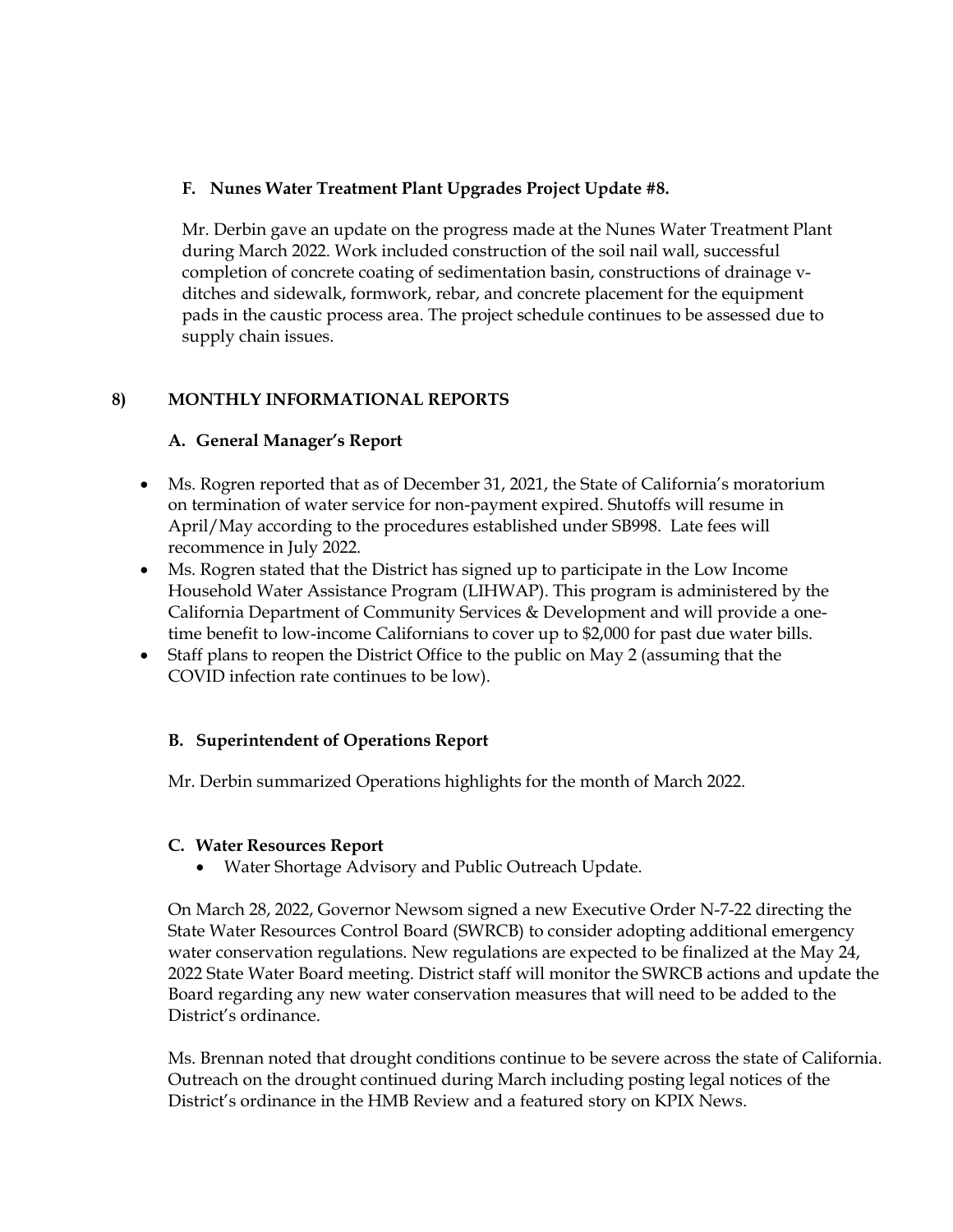### F. Nunes Water Treatment Plant Upgrades Project Update #8.

Mr. Derbin gave an update on the progress made at the Nunes Water Treatment Plant during March 2022. Work included construction of the soil nail wall, successful completion of concrete coating of sedimentation basin, constructions of drainage v-ditches and sidewalk, formwork, rebar, and concrete placement for the equipment pads in the caustic process area. The project schedule continues to be assessed due to supply chain issues.

## 8) MONTHLY INFORMATIONAL REPORTS

### A. General Manager's Report

- Ms. Rogren reported that as of December 31, 2021, the State of California's moratorium on termination of water service for non-payment expired. Shutoffs will resume in April/May according to the procedures established under SB998. Late fees will recommence in July 2022.
- Ms. Rogren stated that the District has signed up to participate in the Low Income Household Water Assistance Program (LIHWAP). This program is administered by the California Department of Community Services & Development and will provide a one-time benefit to low-income Californians to cover up to $2,000 for past due water bills.
- Staff plans to reopen the District Office to the public on May 2 (assuming that the COVID infection rate continues to be low).

### B. Superintendent of Operations Report

Mr. Derbin summarized Operations highlights for the month of March 2022.

### C. Water Resources Report

- Water Shortage Advisory and Public Outreach Update.

On March 28, 2022, Governor Newsom signed a new Executive Order N-7-22 directing the State Water Resources Control Board (SWRCB) to consider adopting additional emergency water conservation regulations. New regulations are expected to be finalized at the May 24, 2022 State Water Board meeting. District staff will monitor the SWRCB actions and update the Board regarding any new water conservation measures that will need to be added to the District's ordinance.

Ms. Brennan noted that drought conditions continue to be severe across the state of California. Outreach on the drought continued during March including posting legal notices of the District's ordinance in the HMB Review and a featured story on KPIX News.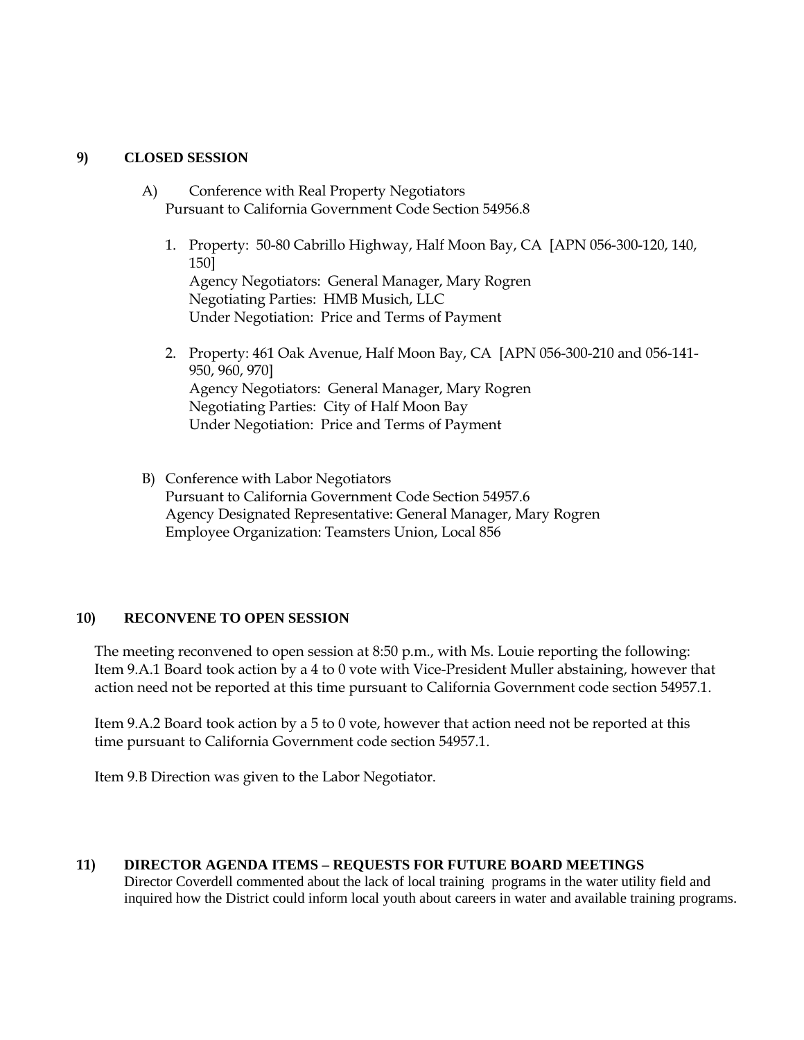## 9) CLOSED SESSION

A) Conference with Real Property Negotiators
Pursuant to California Government Code Section 54956.8

1. Property: 50-80 Cabrillo Highway, Half Moon Bay, CA [APN 056-300-120, 140, 150]
   Agency Negotiators: General Manager, Mary Rogren
   Negotiating Parties: HMB Musich, LLC
   Under Negotiation: Price and Terms of Payment

2. Property: 461 Oak Avenue, Half Moon Bay, CA [APN 056-300-210 and 056-141-950, 960, 970]
   Agency Negotiators: General Manager, Mary Rogren
   Negotiating Parties: City of Half Moon Bay
   Under Negotiation: Price and Terms of Payment

B) Conference with Labor Negotiators
Pursuant to California Government Code Section 54957.6
Agency Designated Representative: General Manager, Mary Rogren
Employee Organization: Teamsters Union, Local 856

## 10) RECONVENE TO OPEN SESSION

The meeting reconvened to open session at 8:50 p.m., with Ms. Louie reporting the following: Item 9.A.1 Board took action by a 4 to 0 vote with Vice-President Muller abstaining, however that action need not be reported at this time pursuant to California Government code section 54957.1.

Item 9.A.2 Board took action by a 5 to 0 vote, however that action need not be reported at this time pursuant to California Government code section 54957.1.

Item 9.B Direction was given to the Labor Negotiator.

## 11) DIRECTOR AGENDA ITEMS – REQUESTS FOR FUTURE BOARD MEETINGS

Director Coverdell commented about the lack of local training programs in the water utility field and inquired how the District could inform local youth about careers in water and available training programs.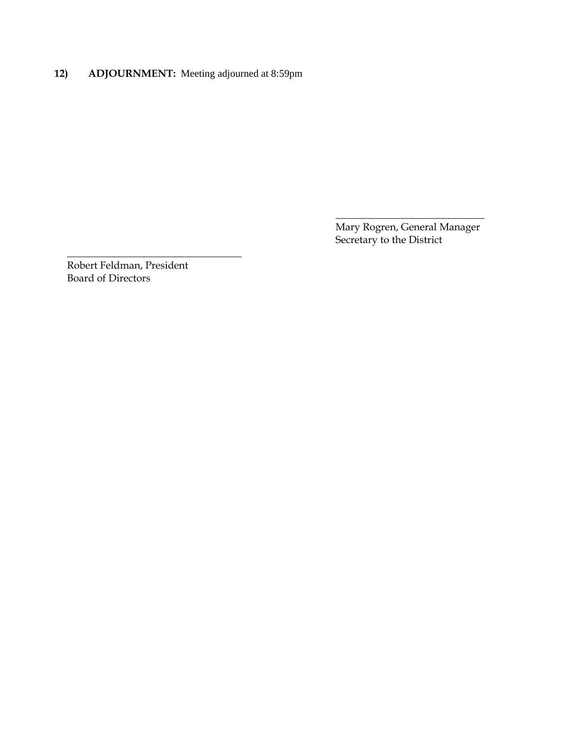**12) ADJOURNMENT:** Meeting adjourned at 8:59pm

\_\_\_\_\_\_\_\_\_\_\_\_\_\_\_\_\_\_\_\_\_\_\_\_\_\_\_\_\_\_

Mary Rogren, General Manager
Secretary to the District

\_\_\_\_\_\_\_\_\_\_\_\_\_\_\_\_\_\_\_\_\_\_\_\_\_\_\_\_\_\_\_\_\_\_\_

Robert Feldman, President
Board of Directors